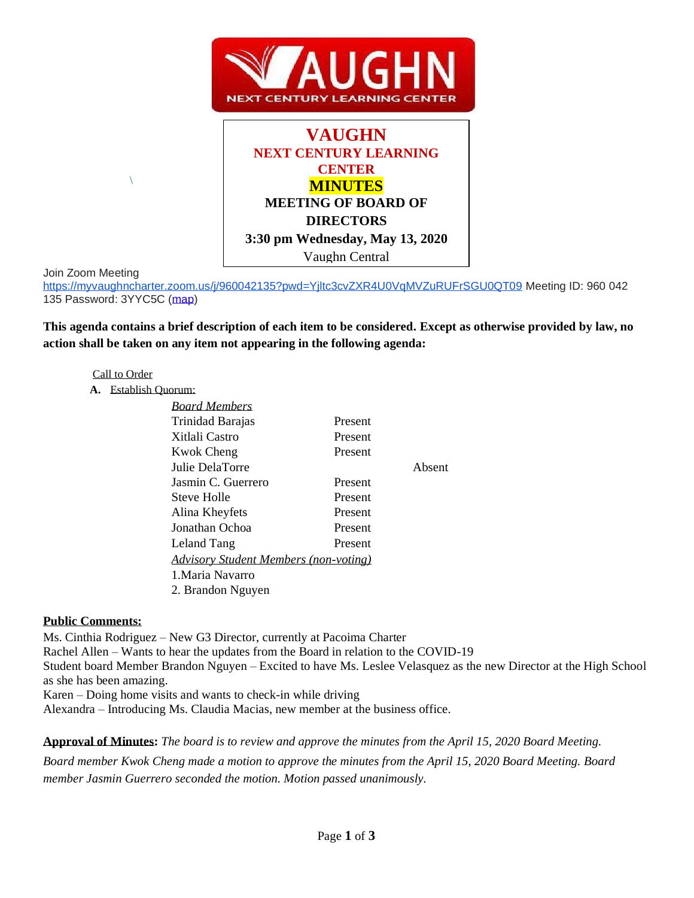# VAUGHN
## NEXT CENTURY LEARNING CENTER
## MINUTES
### MEETING OF BOARD OF DIRECTORS
### 3:30 pm Wednesday, May 13, 2020
Vaughn Central

Join Zoom Meeting
https://myvaughncharter.zoom.us/j/960042135?pwd=Yjltc3cvZXR4U0VqMVZuRUFrSGU0QT09 Meeting ID: 960 042 135 Password: 3YYC5C (map)

**This agenda contains a brief description of each item to be considered. Except as otherwise provided by law, no action shall be taken on any item not appearing in the following agenda:**

Call to Order

**A.** Establish Quorum:

| *Board Members* | | |
|---|---|---|
| Trinidad Barajas | Present | |
| Xitlali Castro | Present | |
| Kwok Cheng | Present | |
| Julie DelaTorre | | Absent |
| Jasmin C. Guerrero | Present | |
| Steve Holle | Present | |
| Alina Kheyfets | Present | |
| Jonathan Ochoa | Present | |
| Leland Tang | Present | |

*Advisory Student Members (non-voting)*

1. Maria Navarro
2. Brandon Nguyen

**Public Comments:**

Ms. Cinthia Rodriguez – New G3 Director, currently at Pacoima Charter
Rachel Allen – Wants to hear the updates from the Board in relation to the COVID-19
Student board Member Brandon Nguyen – Excited to have Ms. Leslee Velasquez as the new Director at the High School as she has been amazing.
Karen – Doing home visits and wants to check-in while driving
Alexandra – Introducing Ms. Claudia Macias, new member at the business office.

**Approval of Minutes:** *The board is to review and approve the minutes from the April 15, 2020 Board Meeting.*

*Board member Kwok Cheng made a motion to approve the minutes from the April 15, 2020 Board Meeting. Board member Jasmin Guerrero seconded the motion. Motion passed unanimously.*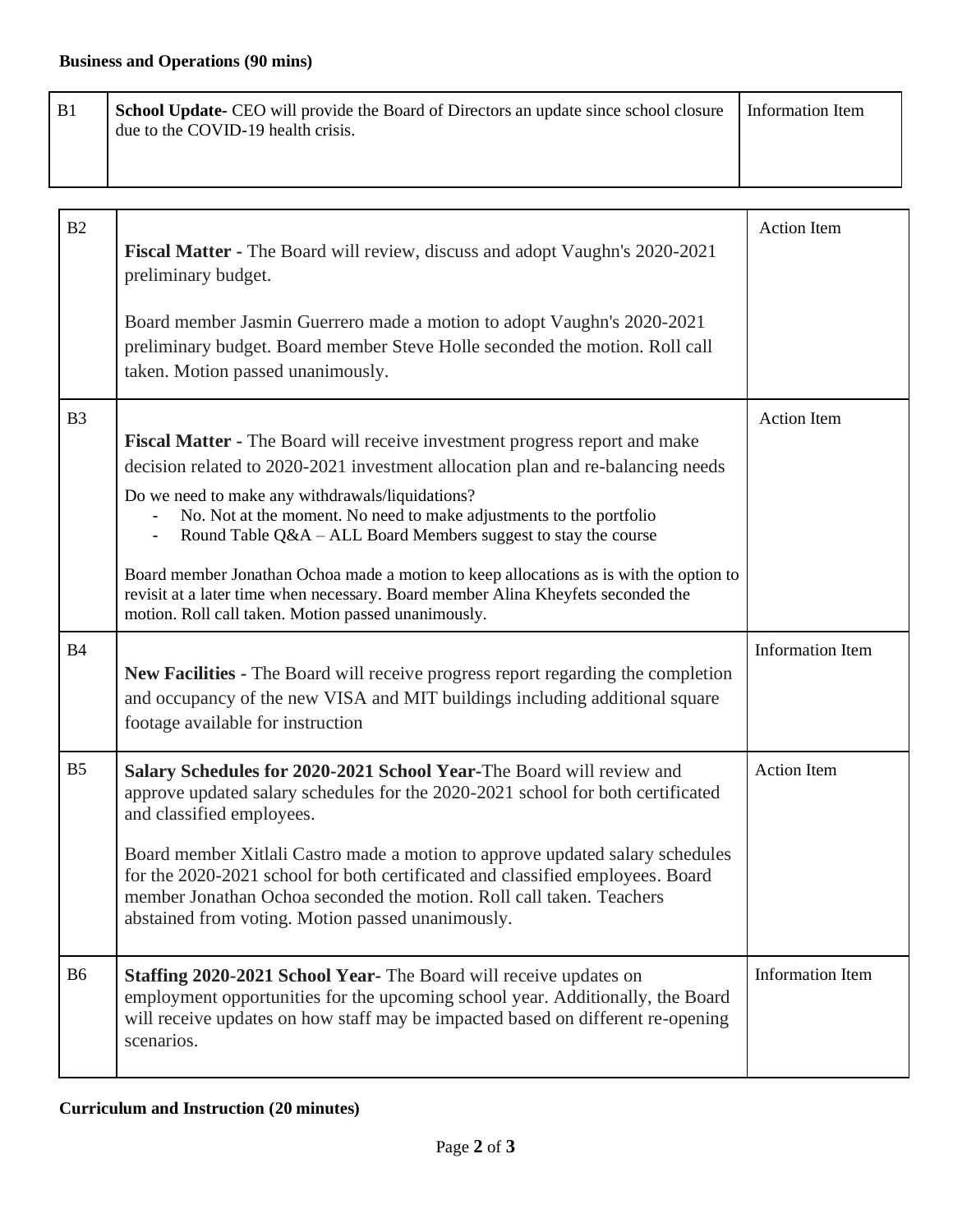**Business and Operations (90 mins)**

| | | |
|---|---|---|
| B1 | **School Update-** CEO will provide the Board of Directors an update since school closure due to the COVID-19 health crisis. | Information Item |
| B2 | **Fiscal Matter -** The Board will review, discuss and adopt Vaughn's 2020-2021 preliminary budget.<br><br>Board member Jasmin Guerrero made a motion to adopt Vaughn's 2020-2021 preliminary budget. Board member Steve Holle seconded the motion. Roll call taken. Motion passed unanimously. | Action Item |
| B3 | **Fiscal Matter -** The Board will receive investment progress report and make decision related to 2020-2021 investment allocation plan and re-balancing needs<br><br>Do we need to make any withdrawals/liquidations?<br>- No. Not at the moment. No need to make adjustments to the portfolio<br>- Round Table Q&A – ALL Board Members suggest to stay the course<br><br>Board member Jonathan Ochoa made a motion to keep allocations as is with the option to revisit at a later time when necessary. Board member Alina Kheyfets seconded the motion. Roll call taken. Motion passed unanimously. | Action Item |
| B4 | **New Facilities -** The Board will receive progress report regarding the completion and occupancy of the new VISA and MIT buildings including additional square footage available for instruction | Information Item |
| B5 | **Salary Schedules for 2020-2021 School Year-**The Board will review and approve updated salary schedules for the 2020-2021 school for both certificated and classified employees.<br><br>Board member Xitlali Castro made a motion to approve updated salary schedules for the 2020-2021 school for both certificated and classified employees. Board member Jonathan Ochoa seconded the motion. Roll call taken. Teachers abstained from voting. Motion passed unanimously. | Action Item |
| B6 | **Staffing 2020-2021 School Year-** The Board will receive updates on employment opportunities for the upcoming school year. Additionally, the Board will receive updates on how staff may be impacted based on different re-opening scenarios. | Information Item |

**Curriculum and Instruction (20 minutes)**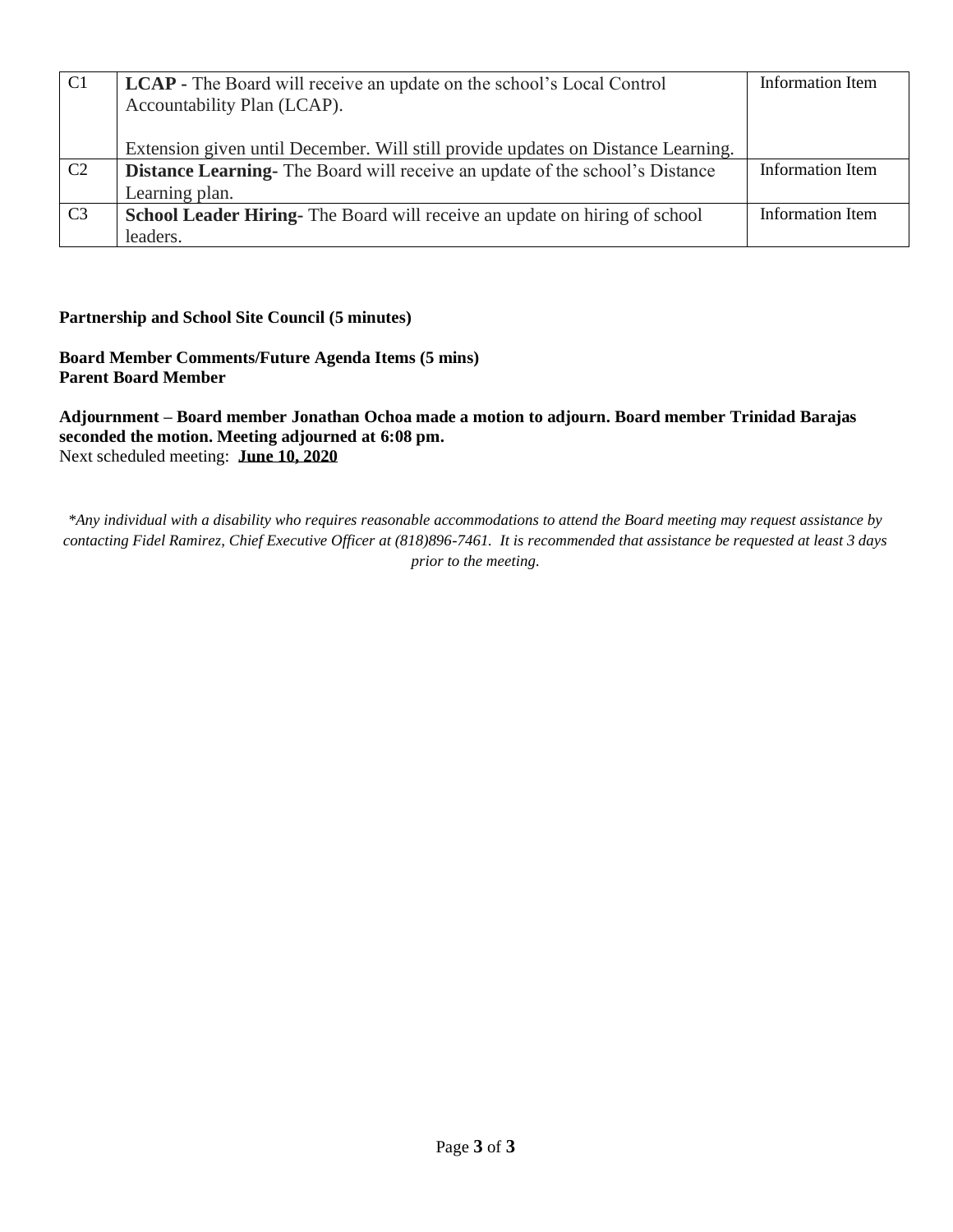| | | |
|---|---|---|
| C1 | **LCAP -** The Board will receive an update on the school's Local Control Accountability Plan (LCAP).<br><br>Extension given until December. Will still provide updates on Distance Learning. | Information Item |
| C2 | **Distance Learning-** The Board will receive an update of the school's Distance Learning plan. | Information Item |
| C3 | **School Leader Hiring-** The Board will receive an update on hiring of school leaders. | Information Item |

**Partnership and School Site Council (5 minutes)**

**Board Member Comments/Future Agenda Items (5 mins)**
**Parent Board Member**

**Adjournment – Board member Jonathan Ochoa made a motion to adjourn. Board member Trinidad Barajas seconded the motion. Meeting adjourned at 6:08 pm.**
Next scheduled meeting: **June 10, 2020**

*\*Any individual with a disability who requires reasonable accommodations to attend the Board meeting may request assistance by contacting Fidel Ramirez, Chief Executive Officer at (818)896-7461. It is recommended that assistance be requested at least 3 days prior to the meeting.*